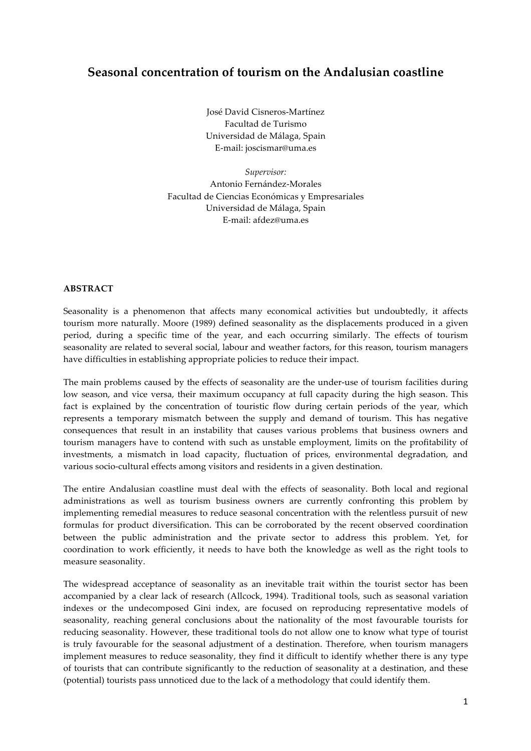# Seasonal concentration of tourism on the Andalusian coastline

José David Cisneros-Martínez
Facultad de Turismo
Universidad de Málaga, Spain
E-mail: joscismar@uma.es

*Supervisor:*
Antonio Fernández-Morales
Facultad de Ciencias Económicas y Empresariales
Universidad de Málaga, Spain
E-mail: afdez@uma.es

## ABSTRACT

Seasonality is a phenomenon that affects many economical activities but undoubtedly, it affects tourism more naturally. Moore (1989) defined seasonality as the displacements produced in a given period, during a specific time of the year, and each occurring similarly. The effects of tourism seasonality are related to several social, labour and weather factors, for this reason, tourism managers have difficulties in establishing appropriate policies to reduce their impact.

The main problems caused by the effects of seasonality are the under-use of tourism facilities during low season, and vice versa, their maximum occupancy at full capacity during the high season. This fact is explained by the concentration of touristic flow during certain periods of the year, which represents a temporary mismatch between the supply and demand of tourism. This has negative consequences that result in an instability that causes various problems that business owners and tourism managers have to contend with such as unstable employment, limits on the profitability of investments, a mismatch in load capacity, fluctuation of prices, environmental degradation, and various socio-cultural effects among visitors and residents in a given destination.

The entire Andalusian coastline must deal with the effects of seasonality. Both local and regional administrations as well as tourism business owners are currently confronting this problem by implementing remedial measures to reduce seasonal concentration with the relentless pursuit of new formulas for product diversification. This can be corroborated by the recent observed coordination between the public administration and the private sector to address this problem. Yet, for coordination to work efficiently, it needs to have both the knowledge as well as the right tools to measure seasonality.

The widespread acceptance of seasonality as an inevitable trait within the tourist sector has been accompanied by a clear lack of research (Allcock, 1994). Traditional tools, such as seasonal variation indexes or the undecomposed Gini index, are focused on reproducing representative models of seasonality, reaching general conclusions about the nationality of the most favourable tourists for reducing seasonality. However, these traditional tools do not allow one to know what type of tourist is truly favourable for the seasonal adjustment of a destination. Therefore, when tourism managers implement measures to reduce seasonality, they find it difficult to identify whether there is any type of tourists that can contribute significantly to the reduction of seasonality at a destination, and these (potential) tourists pass unnoticed due to the lack of a methodology that could identify them.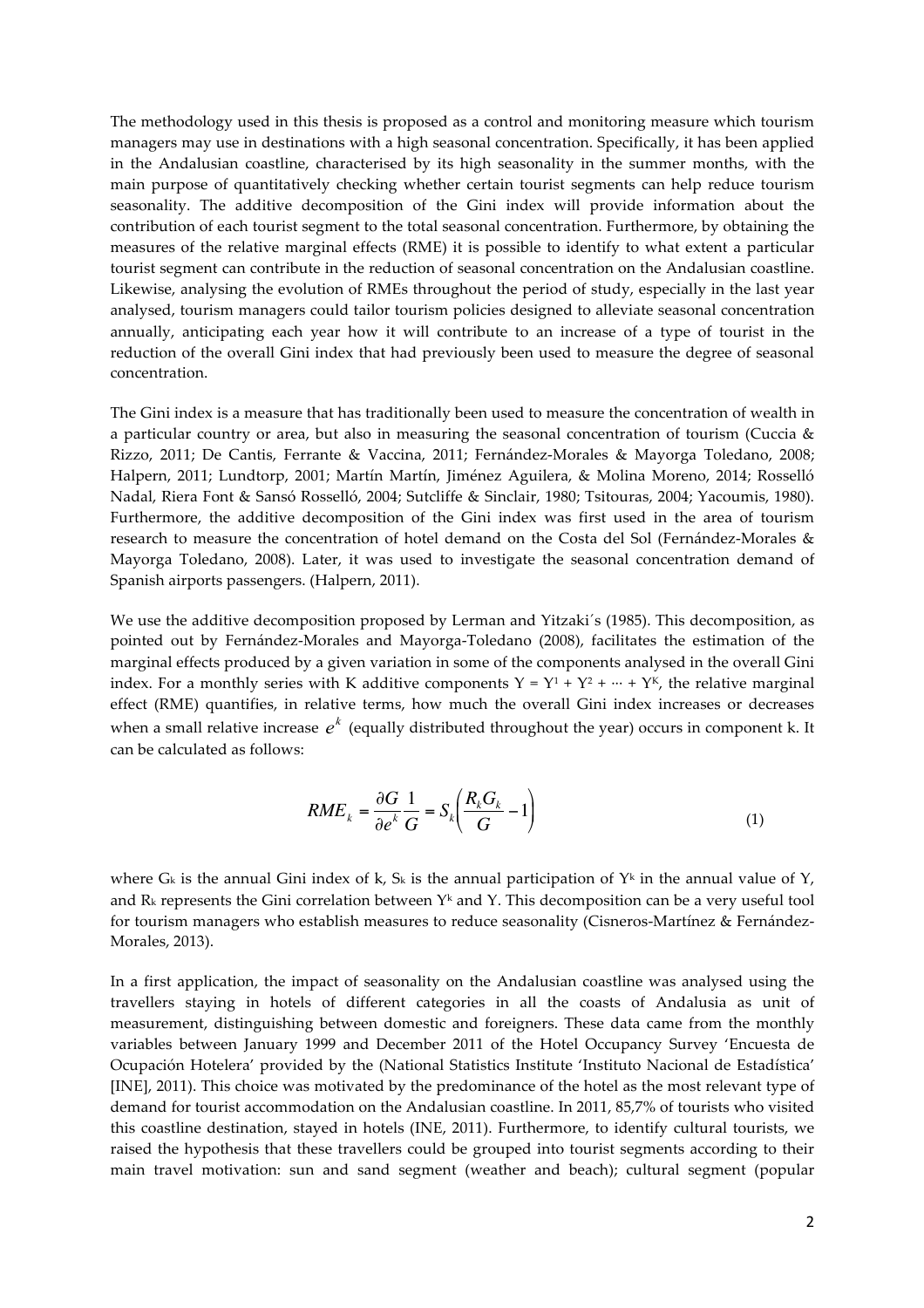The methodology used in this thesis is proposed as a control and monitoring measure which tourism managers may use in destinations with a high seasonal concentration. Specifically, it has been applied in the Andalusian coastline, characterised by its high seasonality in the summer months, with the main purpose of quantitatively checking whether certain tourist segments can help reduce tourism seasonality. The additive decomposition of the Gini index will provide information about the contribution of each tourist segment to the total seasonal concentration. Furthermore, by obtaining the measures of the relative marginal effects (RME) it is possible to identify to what extent a particular tourist segment can contribute in the reduction of seasonal concentration on the Andalusian coastline. Likewise, analysing the evolution of RMEs throughout the period of study, especially in the last year analysed, tourism managers could tailor tourism policies designed to alleviate seasonal concentration annually, anticipating each year how it will contribute to an increase of a type of tourist in the reduction of the overall Gini index that had previously been used to measure the degree of seasonal concentration.

The Gini index is a measure that has traditionally been used to measure the concentration of wealth in a particular country or area, but also in measuring the seasonal concentration of tourism (Cuccia & Rizzo, 2011; De Cantis, Ferrante & Vaccina, 2011; Fernández-Morales & Mayorga Toledano, 2008; Halpern, 2011; Lundtorp, 2001; Martín Martín, Jiménez Aguilera, & Molina Moreno, 2014; Rosselló Nadal, Riera Font & Sansó Rosselló, 2004; Sutcliffe & Sinclair, 1980; Tsitouras, 2004; Yacoumis, 1980). Furthermore, the additive decomposition of the Gini index was first used in the area of tourism research to measure the concentration of hotel demand on the Costa del Sol (Fernández-Morales & Mayorga Toledano, 2008). Later, it was used to investigate the seasonal concentration demand of Spanish airports passengers. (Halpern, 2011).

We use the additive decomposition proposed by Lerman and Yitzaki´s (1985). This decomposition, as pointed out by Fernández-Morales and Mayorga-Toledano (2008), facilitates the estimation of the marginal effects produced by a given variation in some of the components analysed in the overall Gini index. For a monthly series with K additive components $Y = Y^1 + Y^2 + \cdots + Y^K$, the relative marginal effect (RME) quantifies, in relative terms, how much the overall Gini index increases or decreases when a small relative increase $e^k$ (equally distributed throughout the year) occurs in component k. It can be calculated as follows:

$$RME_k = \frac{\partial G}{\partial e^k}\frac{1}{G} = S_k\left(\frac{R_k G_k}{G} - 1\right) \tag{1}$$

where $G_k$ is the annual Gini index of k, $S_k$ is the annual participation of $Y^k$ in the annual value of Y, and $R_k$ represents the Gini correlation between $Y^k$ and Y. This decomposition can be a very useful tool for tourism managers who establish measures to reduce seasonality (Cisneros-Martínez & Fernández-Morales, 2013).

In a first application, the impact of seasonality on the Andalusian coastline was analysed using the travellers staying in hotels of different categories in all the coasts of Andalusia as unit of measurement, distinguishing between domestic and foreigners. These data came from the monthly variables between January 1999 and December 2011 of the Hotel Occupancy Survey 'Encuesta de Ocupación Hotelera' provided by the (National Statistics Institute 'Instituto Nacional de Estadística' [INE], 2011). This choice was motivated by the predominance of the hotel as the most relevant type of demand for tourist accommodation on the Andalusian coastline. In 2011, 85,7% of tourists who visited this coastline destination, stayed in hotels (INE, 2011). Furthermore, to identify cultural tourists, we raised the hypothesis that these travellers could be grouped into tourist segments according to their main travel motivation: sun and sand segment (weather and beach); cultural segment (popular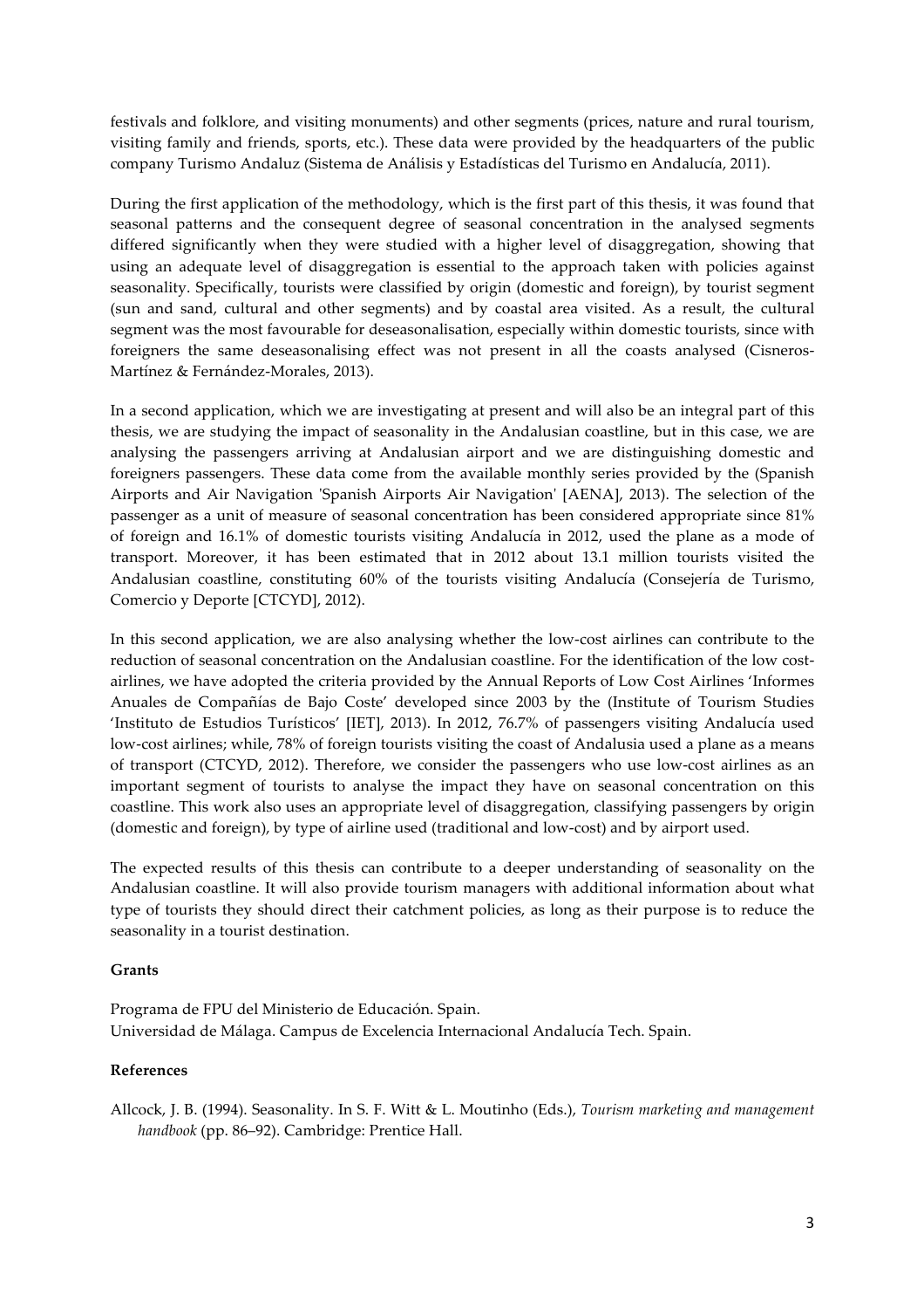festivals and folklore, and visiting monuments) and other segments (prices, nature and rural tourism, visiting family and friends, sports, etc.). These data were provided by the headquarters of the public company Turismo Andaluz (Sistema de Análisis y Estadísticas del Turismo en Andalucía, 2011).

During the first application of the methodology, which is the first part of this thesis, it was found that seasonal patterns and the consequent degree of seasonal concentration in the analysed segments differed significantly when they were studied with a higher level of disaggregation, showing that using an adequate level of disaggregation is essential to the approach taken with policies against seasonality. Specifically, tourists were classified by origin (domestic and foreign), by tourist segment (sun and sand, cultural and other segments) and by coastal area visited. As a result, the cultural segment was the most favourable for deseasonalisation, especially within domestic tourists, since with foreigners the same deseasonalising effect was not present in all the coasts analysed (Cisneros-Martínez & Fernández-Morales, 2013).

In a second application, which we are investigating at present and will also be an integral part of this thesis, we are studying the impact of seasonality in the Andalusian coastline, but in this case, we are analysing the passengers arriving at Andalusian airport and we are distinguishing domestic and foreigners passengers. These data come from the available monthly series provided by the (Spanish Airports and Air Navigation 'Spanish Airports Air Navigation' [AENA], 2013). The selection of the passenger as a unit of measure of seasonal concentration has been considered appropriate since 81% of foreign and 16.1% of domestic tourists visiting Andalucía in 2012, used the plane as a mode of transport. Moreover, it has been estimated that in 2012 about 13.1 million tourists visited the Andalusian coastline, constituting 60% of the tourists visiting Andalucía (Consejería de Turismo, Comercio y Deporte [CTCYD], 2012).

In this second application, we are also analysing whether the low-cost airlines can contribute to the reduction of seasonal concentration on the Andalusian coastline. For the identification of the low cost-airlines, we have adopted the criteria provided by the Annual Reports of Low Cost Airlines 'Informes Anuales de Compañías de Bajo Coste' developed since 2003 by the (Institute of Tourism Studies 'Instituto de Estudios Turísticos' [IET], 2013). In 2012, 76.7% of passengers visiting Andalucía used low-cost airlines; while, 78% of foreign tourists visiting the coast of Andalusia used a plane as a means of transport (CTCYD, 2012). Therefore, we consider the passengers who use low-cost airlines as an important segment of tourists to analyse the impact they have on seasonal concentration on this coastline. This work also uses an appropriate level of disaggregation, classifying passengers by origin (domestic and foreign), by type of airline used (traditional and low-cost) and by airport used.

The expected results of this thesis can contribute to a deeper understanding of seasonality on the Andalusian coastline. It will also provide tourism managers with additional information about what type of tourists they should direct their catchment policies, as long as their purpose is to reduce the seasonality in a tourist destination.

**Grants**

Programa de FPU del Ministerio de Educación. Spain.
Universidad de Málaga. Campus de Excelencia Internacional Andalucía Tech. Spain.

**References**

Allcock, J. B. (1994). Seasonality. In S. F. Witt & L. Moutinho (Eds.), *Tourism marketing and management handbook* (pp. 86–92). Cambridge: Prentice Hall.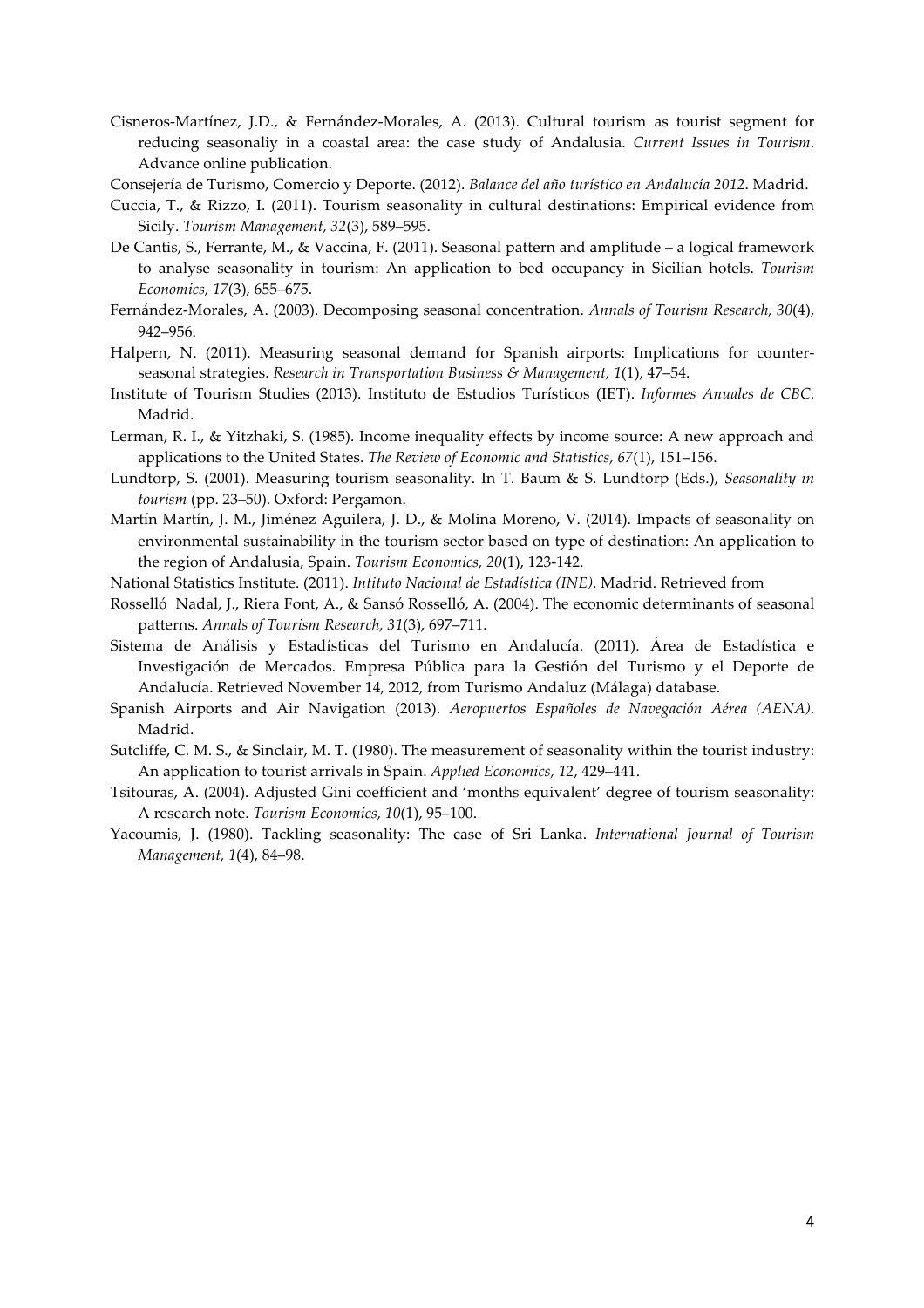Cisneros-Martínez, J.D., & Fernández-Morales, A. (2013). Cultural tourism as tourist segment for reducing seasonaliy in a coastal area: the case study of Andalusia. *Current Issues in Tourism*. Advance online publication.

Consejería de Turismo, Comercio y Deporte. (2012). *Balance del año turístico en Andalucía 2012*. Madrid.

Cuccia, T., & Rizzo, I. (2011). Tourism seasonality in cultural destinations: Empirical evidence from Sicily. *Tourism Management, 32*(3), 589–595.

De Cantis, S., Ferrante, M., & Vaccina, F. (2011). Seasonal pattern and amplitude – a logical framework to analyse seasonality in tourism: An application to bed occupancy in Sicilian hotels. *Tourism Economics, 17*(3), 655–675.

Fernández-Morales, A. (2003). Decomposing seasonal concentration. *Annals of Tourism Research, 30*(4), 942–956.

Halpern, N. (2011). Measuring seasonal demand for Spanish airports: Implications for counter-seasonal strategies. *Research in Transportation Business & Management, 1*(1), 47–54.

Institute of Tourism Studies (2013). Instituto de Estudios Turísticos (IET). *Informes Anuales de CBC*. Madrid.

Lerman, R. I., & Yitzhaki, S. (1985). Income inequality effects by income source: A new approach and applications to the United States. *The Review of Economic and Statistics, 67*(1), 151–156.

Lundtorp, S. (2001). Measuring tourism seasonality. In T. Baum & S. Lundtorp (Eds.), *Seasonality in tourism* (pp. 23–50). Oxford: Pergamon.

Martín Martín, J. M., Jiménez Aguilera, J. D., & Molina Moreno, V. (2014). Impacts of seasonality on environmental sustainability in the tourism sector based on type of destination: An application to the region of Andalusia, Spain. *Tourism Economics, 20*(1), 123-142.

National Statistics Institute. (2011). *Intituto Nacional de Estadística (INE)*. Madrid. Retrieved from

Rosselló Nadal, J., Riera Font, A., & Sansó Rosselló, A. (2004). The economic determinants of seasonal patterns. *Annals of Tourism Research, 31*(3), 697–711.

Sistema de Análisis y Estadísticas del Turismo en Andalucía. (2011). Área de Estadística e Investigación de Mercados. Empresa Pública para la Gestión del Turismo y el Deporte de Andalucía. Retrieved November 14, 2012, from Turismo Andaluz (Málaga) database.

Spanish Airports and Air Navigation (2013). *Aeropuertos Españoles de Navegación Aérea (AENA)*. Madrid.

Sutcliffe, C. M. S., & Sinclair, M. T. (1980). The measurement of seasonality within the tourist industry: An application to tourist arrivals in Spain. *Applied Economics, 12*, 429–441.

Tsitouras, A. (2004). Adjusted Gini coefficient and 'months equivalent' degree of tourism seasonality: A research note. *Tourism Economics, 10*(1), 95–100.

Yacoumis, J. (1980). Tackling seasonality: The case of Sri Lanka. *International Journal of Tourism Management, 1*(4), 84–98.